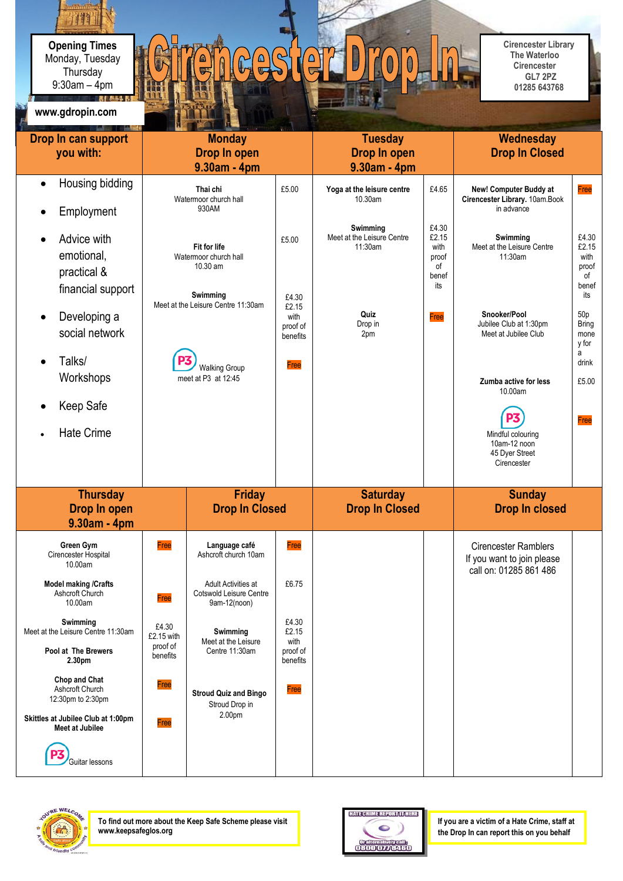**Opening Times**
Monday, Tuesday
Thursday
9:30am – 4pm

www.gdropin.com

# Cirencester Drop In

Cirencester Library
The Waterloo
Cirencester
GL7 2PZ
01285 643768

| Drop In can support you with: | Monday Drop In open 9.30am - 4pm | | Tuesday Drop In open 9.30am - 4pm | | Wednesday Drop In Closed | |
|---|---|---|---|---|---|---|
| • Housing bidding<br>• Employment<br>• Advice with emotional, practical & financial support<br>• Developing a social network<br>• Talks/ Workshops<br>• Keep Safe<br>• Hate Crime | **Thai chi**<br>Watermoor church hall<br>930AM | £5.00 | **Yoga at the leisure centre**<br>10.30am | £4.65 | **New! Computer Buddy at Cirencester Library.** 10am.Book in advance | Free |
| | **Fit for life**<br>Watermoor church hall<br>10.30 am | £5.00 | **Swimming**<br>Meet at the Leisure Centre<br>11:30am | £4.30<br>£2.15 with proof of benefits | **Swimming**<br>Meet at the Leisure Centre<br>11:30am | £4.30<br>£2.15 with proof of benefits |
| | **Swimming**<br>Meet at the Leisure Centre 11:30am | £4.30<br>£2.15 with proof of benefits | **Quiz**<br>Drop in<br>2pm | Free | **Snooker/Pool**<br>Jubilee Club at 1:30pm<br>Meet at Jubilee Club | 50p Bring money for a drink |
| | P3 Walking Group<br>meet at P3 at 12:45 | Free | | | **Zumba active for less**<br>10.00am | £5.00 |
| | | | | | P3 Mindful colouring<br>10am-12 noon<br>45 Dyer Street<br>Cirencester | Free |

| Thursday Drop In open 9.30am - 4pm | | Friday Drop In Closed | | Saturday Drop In Closed | | Sunday Drop In closed | |
|---|---|---|---|---|---|---|---|
| **Green Gym**<br>Cirencester Hospital<br>10.00am | Free | **Language café**<br>Ashcroft church 10am | Free | | | Cirencester Ramblers<br>If you want to join please call on: 01285 861 486 | |
| **Model making /Crafts**<br>Ashcroft Church<br>10.00am | Free | Adult Activities at Cotswold Leisure Centre<br>9am-12(noon) | £6.75 | | | | |
| **Swimming**<br>Meet at the Leisure Centre 11:30am | £4.30<br>£2.15 with proof of benefits | **Swimming**<br>Meet at the Leisure Centre 11:30am | £4.30<br>£2.15 with proof of benefits | | | | |
| **Pool at The Brewers**<br>**2.30pm** | | | | | | | |
| **Chop and Chat**<br>Ashcroft Church<br>12:30pm to 2:30pm | Free | **Stroud Quiz and Bingo**<br>Stroud Drop in<br>2.00pm | Free | | | | |
| **Skittles at Jubilee Club at 1:00pm Meet at Jubilee** | Free | | | | | | |
| P3 Guitar lessons | | | | | | | |

**To find out more about the Keep Safe Scheme please visit www.keepsafeglos.org**

HATE CRIME REPORT IT HERE
Or alternatively call:
0800 077 8460

**If you are a victim of a Hate Crime, staff at the Drop In can report this on you behalf**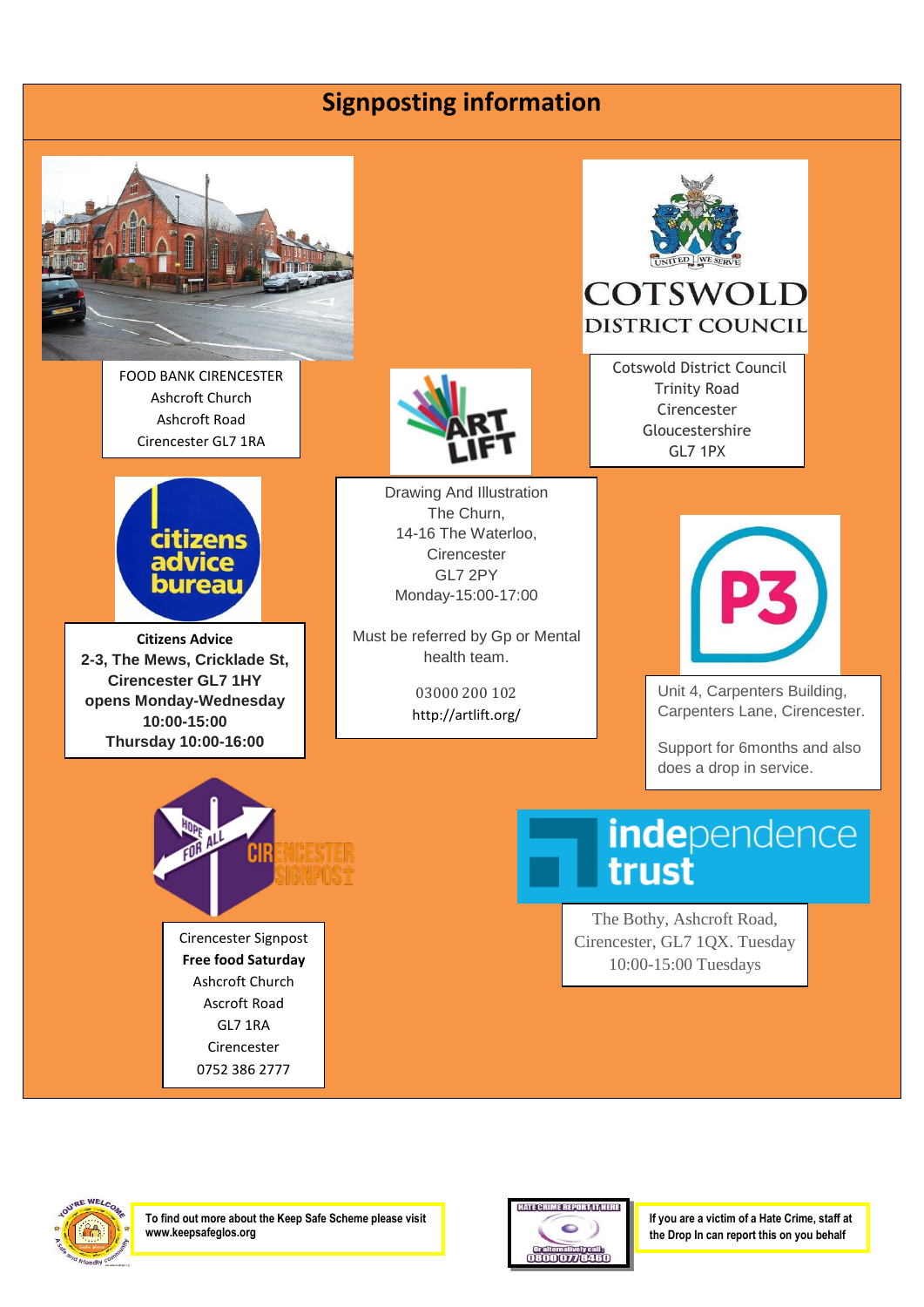# Signposting information

FOOD BANK CIRENCESTER
Ashcroft Church
Ashcroft Road
Cirencester GL7 1RA

Cotswold District Council
Trinity Road
Cirencester
Gloucestershire
GL7 1PX

**Citizens Advice**
**2-3, The Mews, Cricklade St, Cirencester GL7 1HY**
**opens Monday-Wednesday 10:00-15:00**
**Thursday 10:00-16:00**

Drawing And Illustration
The Churn,
14-16 The Waterloo,
Cirencester
GL7 2PY
Monday-15:00-17:00

Must be referred by Gp or Mental health team.

03000 200 102
http://artlift.org/

Unit 4, Carpenters Building, Carpenters Lane, Cirencester.

Support for 6months and also does a drop in service.

Cirencester Signpost
**Free food Saturday**
Ashcroft Church
Ascroft Road
GL7 1RA
Cirencester
0752 386 2777

The Bothy, Ashcroft Road, Cirencester, GL7 1QX. Tuesday 10:00-15:00 Tuesdays

**To find out more about the Keep Safe Scheme please visit www.keepsafeglos.org**

**If you are a victim of a Hate Crime, staff at the Drop In can report this on you behalf**